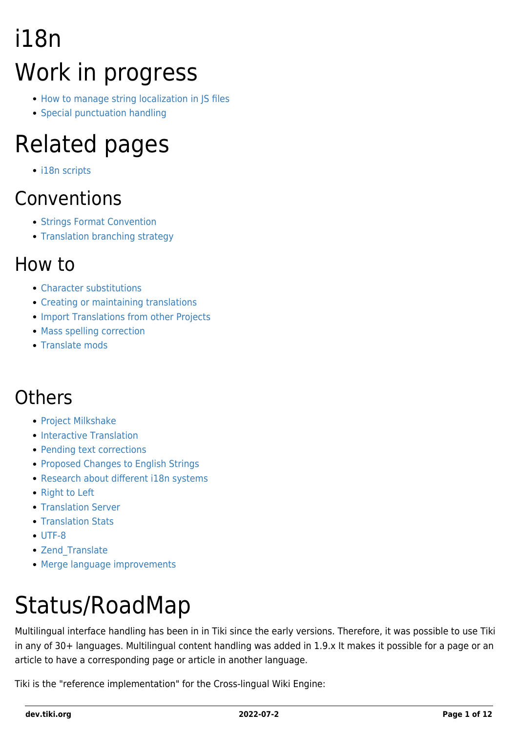# i18n

# Work in progress

- How to manage string localization in JS files
- Special punctuation handling

# Related pages

- i18n scripts

## Conventions

- Strings Format Convention
- Translation branching strategy

## How to

- Character substitutions
- Creating or maintaining translations
- Import Translations from other Projects
- Mass spelling correction
- Translate mods

## Others

- Project Milkshake
- Interactive Translation
- Pending text corrections
- Proposed Changes to English Strings
- Research about different i18n systems
- Right to Left
- Translation Server
- Translation Stats
- UTF-8
- Zend_Translate
- Merge language improvements

# Status/RoadMap

Multilingual interface handling has been in in Tiki since the early versions. Therefore, it was possible to use Tiki in any of 30+ languages. Multilingual content handling was added in 1.9.x It makes it possible for a page or an article to have a corresponding page or article in another language.

Tiki is the "reference implementation" for the Cross-lingual Wiki Engine: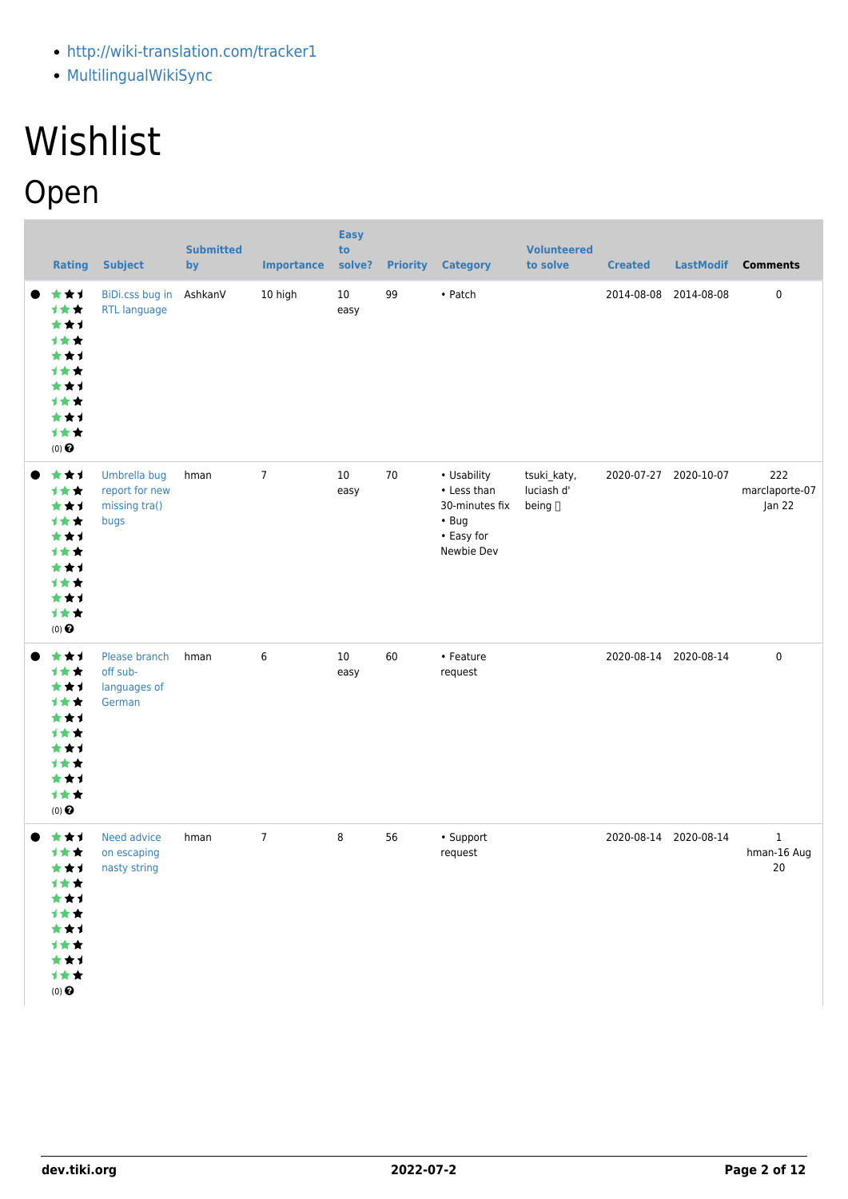- http://wiki-translation.com/tracker1
- MultilingualWikiSync

# Wishlist

## Open

| | Rating | Subject | Submitted by | Importance | Easy to solve? | Priority | Category | Volunteered to solve | Created | LastModif | Comments |
|---|---|---|---|---|---|---|---|---|---|---|---|
| ● | (0) | BiDi.css bug in RTL language | AshkanV | 10 high | 10 easy | 99 | • Patch | | 2014-08-08 | 2014-08-08 | 0 |
| ● | (0) | Umbrella bug report for new missing tra() bugs | hman | 7 | 10 easy | 70 | • Usability • Less than 30-minutes fix • Bug • Easy for Newbie Dev | tsuki_katy, luciash d' being | 2020-07-27 | 2020-10-07 | 222 marclaporte-07 Jan 22 |
| ● | (0) | Please branch off sub-languages of German | hman | 6 | 10 easy | 60 | • Feature request | | 2020-08-14 | 2020-08-14 | 0 |
| ● | (0) | Need advice on escaping nasty string | hman | 7 | 8 | 56 | • Support request | | 2020-08-14 | 2020-08-14 | 1 hman-16 Aug 20 |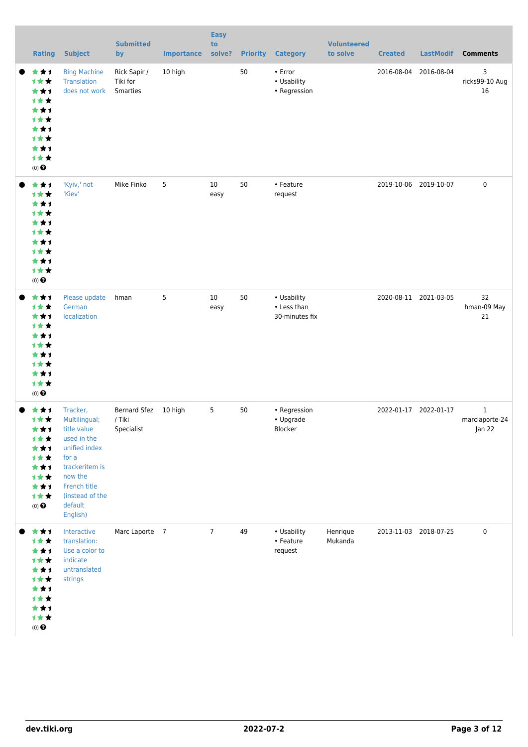| Rating | Subject | Submitted by | Importance | Easy to solve? | Priority | Category | Volunteered to solve | Created | LastModif | Comments |
|---|---|---|---|---|---|---|---|---|---|---|
| (0) | Bing Machine Translation does not work | Rick Sapir / Tiki for Smarties | 10 high | | 50 | • Error<br>• Usability<br>• Regression | | 2016-08-04 | 2016-08-04 | 3 ricks99-10 Aug 16 |
| (0) | 'Kyiv,' not 'Kiev' | Mike Finko | 5 | 10 easy | 50 | • Feature request | | 2019-10-06 | 2019-10-07 | 0 |
| (0) | Please update German localization | hman | 5 | 10 easy | 50 | • Usability<br>• Less than 30-minutes fix | | 2020-08-11 | 2021-03-05 | 32 hman-09 May 21 |
| (0) | Tracker, Multilingual; title value used in the unified index for a trackeritem is now the French title (instead of the default English) | Bernard Sfez / Tiki Specialist | 10 high | 5 | 50 | • Regression<br>• Upgrade Blocker | | 2022-01-17 | 2022-01-17 | 1 marclaporte-24 Jan 22 |
| (0) | Interactive translation: Use a color to indicate untranslated strings | Marc Laporte | 7 | 7 | 49 | • Usability<br>• Feature request | Henrique Mukanda | 2013-11-03 | 2018-07-25 | 0 |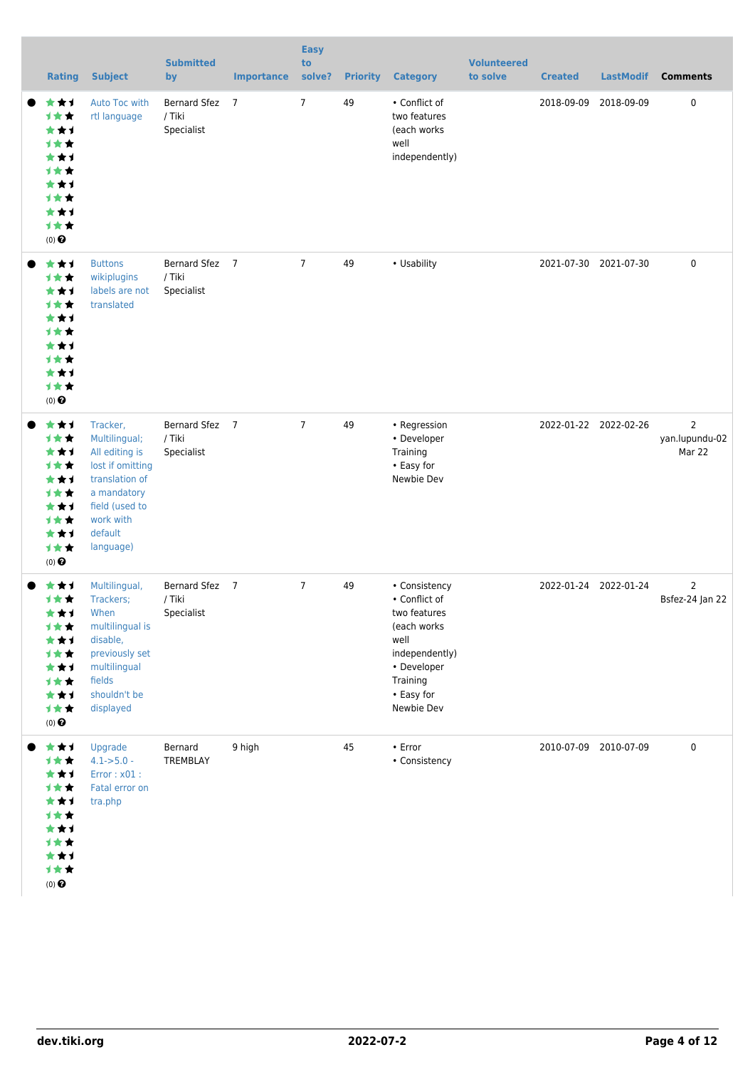| | Rating | Subject | Submitted by | Importance | Easy to solve? | Priority | Category | Volunteered to solve | Created | LastModif | Comments |
|---|---|---|---|---|---|---|---|---|---|---|---|
| ● | (0) | Auto Toc with rtl language | Bernard Sfez / Tiki Specialist | 7 | 7 | 49 | • Conflict of two features (each works well independently) | | 2018-09-09 | 2018-09-09 | 0 |
| ● | (0) | Buttons wikiplugins labels are not translated | Bernard Sfez / Tiki Specialist | 7 | 7 | 49 | • Usability | | 2021-07-30 | 2021-07-30 | 0 |
| ● | (0) | Tracker, Multilingual; All editing is lost if omitting translation of a mandatory field (used to work with default language) | Bernard Sfez / Tiki Specialist | 7 | 7 | 49 | • Regression • Developer Training • Easy for Newbie Dev | | 2022-01-22 | 2022-02-26 | 2 yan.lupundu-02 Mar 22 |
| ● | (0) | Multilingual, Trackers; When multilingual is disable, previously set multilingual fields shouldn't be displayed | Bernard Sfez / Tiki Specialist | 7 | 7 | 49 | • Consistency • Conflict of two features (each works well independently) • Developer Training • Easy for Newbie Dev | | 2022-01-24 | 2022-01-24 | 2 Bsfez-24 Jan 22 |
| ● | (0) | Upgrade 4.1->5.0 - Error : x01 : Fatal error on tra.php | Bernard TREMBLAY | 9 high | | 45 | • Error • Consistency | | 2010-07-09 | 2010-07-09 | 0 |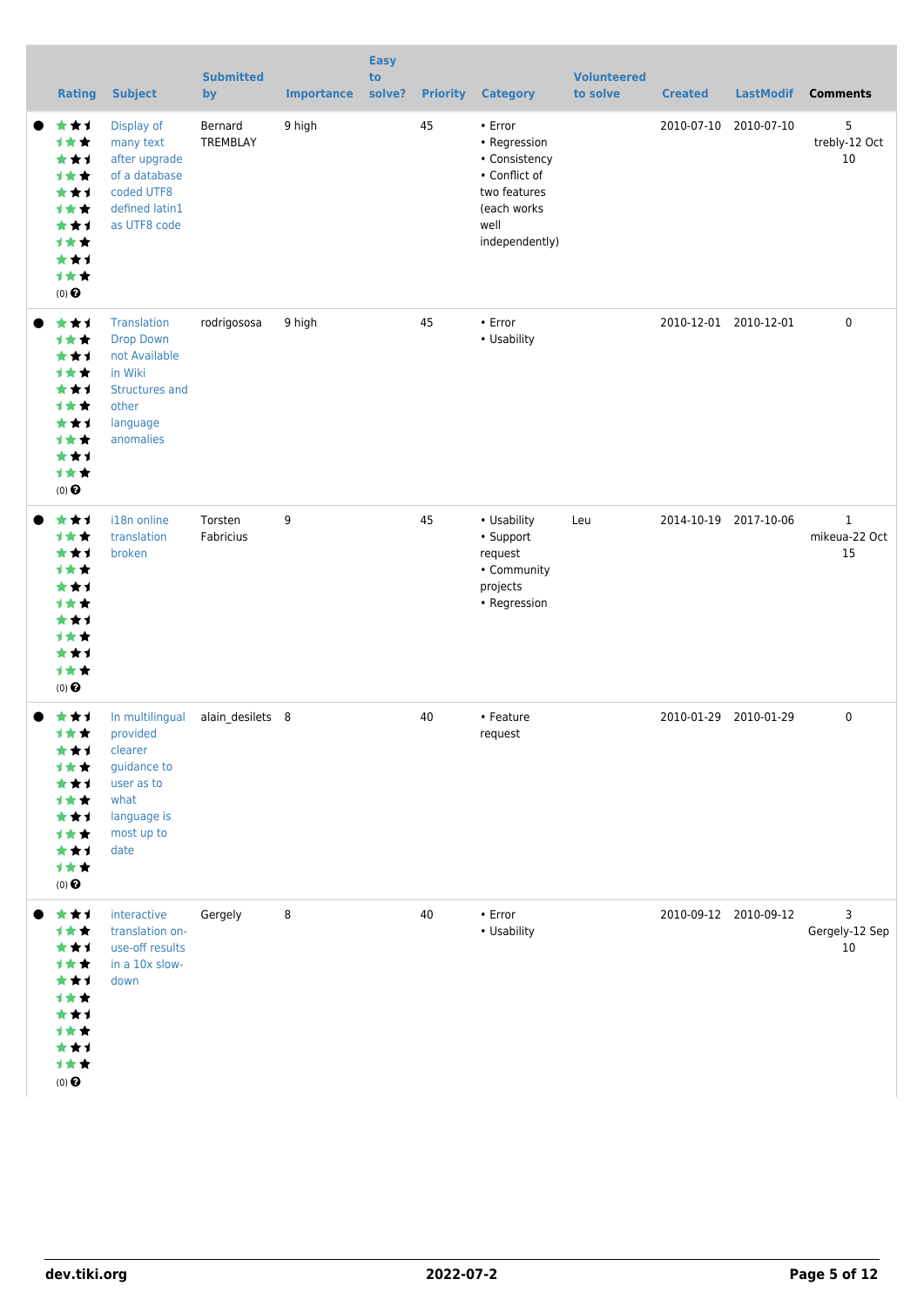| Rating | Subject | Submitted by | Importance | Easy to solve? | Priority | Category | Volunteered to solve | Created | LastModif | Comments |
|---|---|---|---|---|---|---|---|---|---|---|
| (0) | Display of many text after upgrade of a database coded UTF8 defined latin1 as UTF8 code | Bernard TREMBLAY | 9 high | | 45 | • Error • Regression • Consistency • Conflict of two features (each works well independently) | | 2010-07-10 | 2010-07-10 | 5 trebly-12 Oct 10 |
| (0) | Translation Drop Down not Available in Wiki Structures and other language anomalies | rodrigososa | 9 high | | 45 | • Error • Usability | | 2010-12-01 | 2010-12-01 | 0 |
| (0) | i18n online translation broken | Torsten Fabricius | 9 | | 45 | • Usability • Support request • Community projects • Regression | Leu | 2014-10-19 | 2017-10-06 | 1 mikeua-22 Oct 15 |
| (0) | In multilingual provided clearer guidance to user as to what language is most up to date | alain_desilets | 8 | | 40 | • Feature request | | 2010-01-29 | 2010-01-29 | 0 |
| (0) | interactive translation on-use-off results in a 10x slow-down | Gergely | 8 | | 40 | • Error • Usability | | 2010-09-12 | 2010-09-12 | 3 Gergely-12 Sep 10 |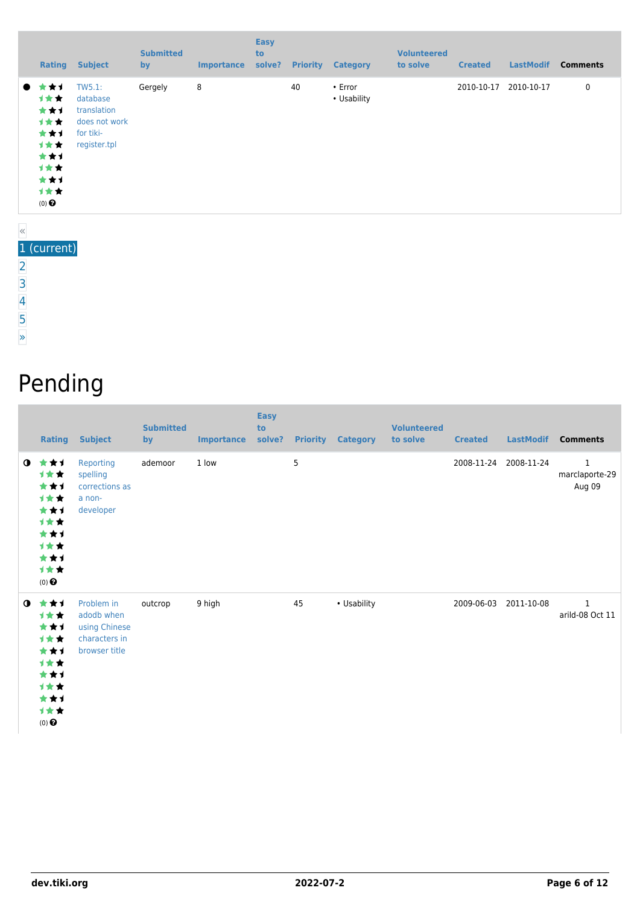| | Rating | Subject | Submitted by | Importance | Easy to solve? | Priority | Category | Volunteered to solve | Created | LastModif | Comments |
|---|---|---|---|---|---|---|---|---|---|---|---|
| ● | (0) | TW5.1: database translation does not work for tiki-register.tpl | Gergely | 8 | | 40 | • Error<br>• Usability | | 2010-10-17 | 2010-10-17 | 0 |

«
1 (current)
2
3
4
5
»

# Pending

| | Rating | Subject | Submitted by | Importance | Easy to solve? | Priority | Category | Volunteered to solve | Created | LastModif | Comments |
|---|---|---|---|---|---|---|---|---|---|---|---|
| ◐ | (0) | Reporting spelling corrections as a non-developer | ademoor | 1 low | | 5 | | | 2008-11-24 | 2008-11-24 | 1 marclaporte-29 Aug 09 |
| ◐ | (0) | Problem in adodb when using Chinese characters in browser title | outcrop | 9 high | | 45 | • Usability | | 2009-06-03 | 2011-10-08 | 1 arild-08 Oct 11 |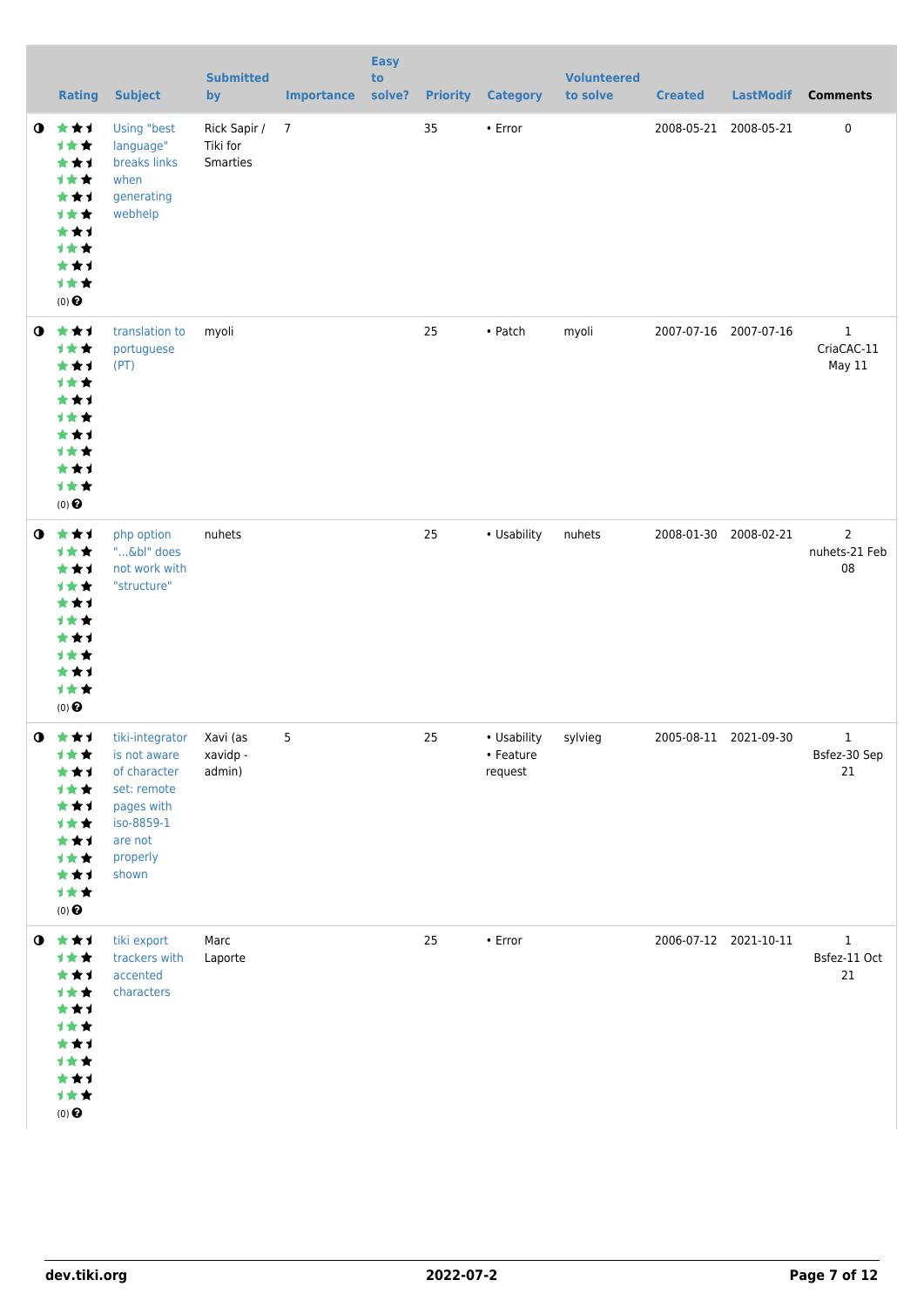| | Rating | Subject | Submitted by | Importance | Easy to solve? | Priority | Category | Volunteered to solve | Created | LastModif | Comments |
|---|---|---|---|---|---|---|---|---|---|---|---|
| | (0) | Using "best language" breaks links when generating webhelp | Rick Sapir / Tiki for Smarties | 7 | | 35 | • Error | | 2008-05-21 | 2008-05-21 | 0 |
| | (0) | translation to portuguese (PT) | myoli | | | 25 | • Patch | myoli | 2007-07-16 | 2007-07-16 | 1 CriaCAC-11 May 11 |
| | (0) | php option "...&bl" does not work with "structure" | nuhets | | | 25 | • Usability | nuhets | 2008-01-30 | 2008-02-21 | 2 nuhets-21 Feb 08 |
| | (0) | tiki-integrator is not aware of character set: remote pages with iso-8859-1 are not properly shown | Xavi (as xavidp - admin) | 5 | | 25 | • Usability • Feature request | sylvieg | 2005-08-11 | 2021-09-30 | 1 Bsfez-30 Sep 21 |
| | (0) | tiki export trackers with accented characters | Marc Laporte | | | 25 | • Error | | 2006-07-12 | 2021-10-11 | 1 Bsfez-11 Oct 21 |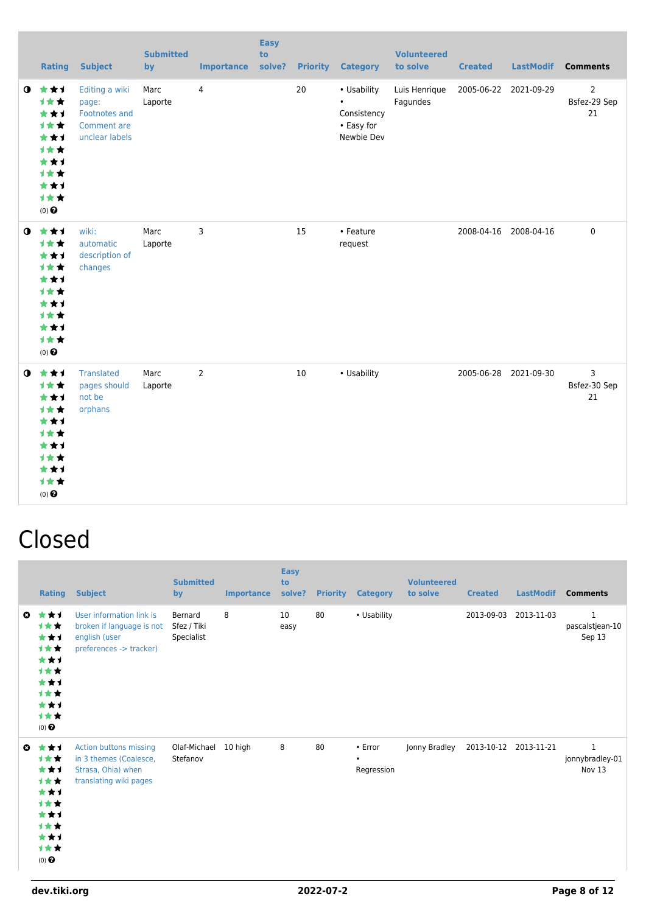| | Rating | Subject | Submitted by | Importance | Easy to solve? | Priority | Category | Volunteered to solve | Created | LastModif | Comments |
|---|---|---|---|---|---|---|---|---|---|---|---|
| ◑ | (0) | Editing a wiki page: Footnotes and Comment are unclear labels | Marc Laporte | 4 | | 20 | • Usability • Consistency • Easy for Newbie Dev | Luis Henrique Fagundes | 2005-06-22 | 2021-09-29 | 2 Bsfez-29 Sep 21 |
| ◑ | (0) | wiki: automatic description of changes | Marc Laporte | 3 | | 15 | • Feature request | | 2008-04-16 | 2008-04-16 | 0 |
| ◑ | (0) | Translated pages should not be orphans | Marc Laporte | 2 | | 10 | • Usability | | 2005-06-28 | 2021-09-30 | 3 Bsfez-30 Sep 21 |

# Closed

| | Rating | Subject | Submitted by | Importance | Easy to solve? | Priority | Category | Volunteered to solve | Created | LastModif | Comments |
|---|---|---|---|---|---|---|---|---|---|---|---|
| ✖ | (0) | User information link is broken if language is not english (user preferences -> tracker) | Bernard Sfez / Tiki Specialist | 8 | 10 easy | 80 | • Usability | | 2013-09-03 | 2013-11-03 | 1 pascalstjean-10 Sep 13 |
| ✖ | (0) | Action buttons missing in 3 themes (Coalesce, Strasa, Ohia) when translating wiki pages | Olaf-Michael Stefanov | 10 high | 8 | 80 | • Error • Regression | Jonny Bradley | 2013-10-12 | 2013-11-21 | 1 jonnybradley-01 Nov 13 |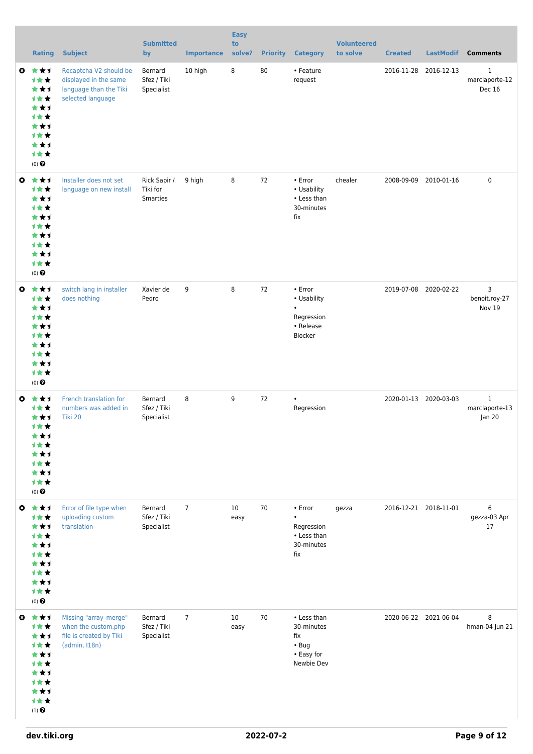| | Rating | Subject | Submitted by | Importance | Easy to solve? | Priority | Category | Volunteered to solve | Created | LastModif | Comments |
|---|---|---|---|---|---|---|---|---|---|---|---|
| | (0) | Recaptcha V2 should be displayed in the same language than the Tiki selected language | Bernard Sfez / Tiki Specialist | 10 high | 8 | 80 | • Feature request | | 2016-11-28 | 2016-12-13 | 1 marclaporte-12 Dec 16 |
| | (0) | Installer does not set language on new install | Rick Sapir / Tiki for Smarties | 9 high | 8 | 72 | • Error • Usability • Less than 30-minutes fix | chealer | 2008-09-09 | 2010-01-16 | 0 |
| | (0) | switch lang in installer does nothing | Xavier de Pedro | 9 | 8 | 72 | • Error • Usability • Regression • Release Blocker | | 2019-07-08 | 2020-02-22 | 3 benoit.roy-27 Nov 19 |
| | (0) | French translation for numbers was added in Tiki 20 | Bernard Sfez / Tiki Specialist | 8 | 9 | 72 | • Regression | | 2020-01-13 | 2020-03-03 | 1 marclaporte-13 Jan 20 |
| | (0) | Error of file type when uploading custom translation | Bernard Sfez / Tiki Specialist | 7 | 10 easy | 70 | • Error • Regression • Less than 30-minutes fix | gezza | 2016-12-21 | 2018-11-01 | 6 gezza-03 Apr 17 |
| | (1) | Missing "array_merge" when the custom.php file is created by Tiki (admin, I18n) | Bernard Sfez / Tiki Specialist | 7 | 10 easy | 70 | • Less than 30-minutes fix • Bug • Easy for Newbie Dev | | 2020-06-22 | 2021-06-04 | 8 hman-04 Jun 21 |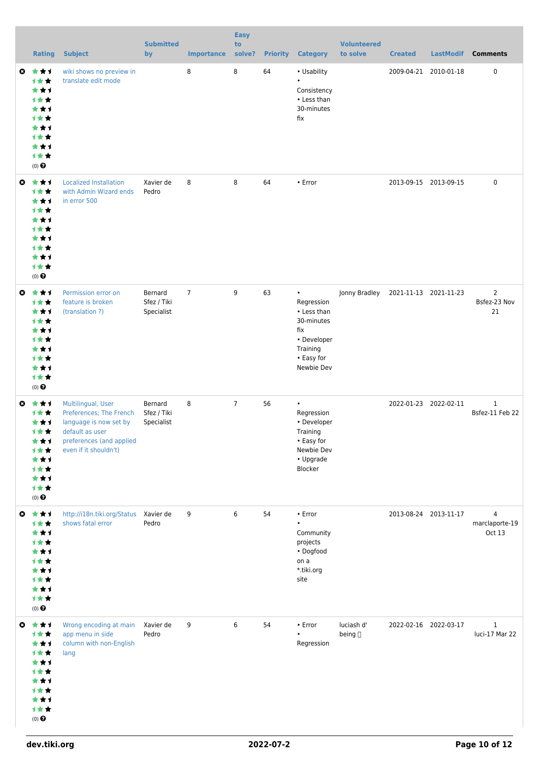| | Rating | Subject | Submitted by | Importance | Easy to solve? | Priority | Category | Volunteered to solve | Created | LastModif | Comments |
|---|---|---|---|---|---|---|---|---|---|---|---|
| | (0) | wiki shows no preview in translate edit mode | | 8 | 8 | 64 | • Usability • Consistency • Less than 30-minutes fix | | 2009-04-21 | 2010-01-18 | 0 |
| | (0) | Localized Installation with Admin Wizard ends in error 500 | Xavier de Pedro | 8 | 8 | 64 | • Error | | 2013-09-15 | 2013-09-15 | 0 |
| | (0) | Permission error on feature is broken (translation ?) | Bernard Sfez / Tiki Specialist | 7 | 9 | 63 | • Regression • Less than 30-minutes fix • Developer Training • Easy for Newbie Dev | Jonny Bradley | 2021-11-13 | 2021-11-23 | 2 Bsfez-23 Nov 21 |
| | (0) | Multilingual, User Preferences; The French language is now set by default as user preferences (and applied even if it shouldn't) | Bernard Sfez / Tiki Specialist | 8 | 7 | 56 | • Regression • Developer Training • Easy for Newbie Dev • Upgrade Blocker | | 2022-01-23 | 2022-02-11 | 1 Bsfez-11 Feb 22 |
| | (0) | http://i18n.tiki.org/Status shows fatal error | Xavier de Pedro | 9 | 6 | 54 | • Error • Community projects • Dogfood on a *.tiki.org site | | 2013-08-24 | 2013-11-17 | 4 marclaporte-19 Oct 13 |
| | (0) | Wrong encoding at main app menu in side column with non-English lang | Xavier de Pedro | 9 | 6 | 54 | • Error • Regression | luciash d' being | 2022-02-16 | 2022-03-17 | 1 luci-17 Mar 22 |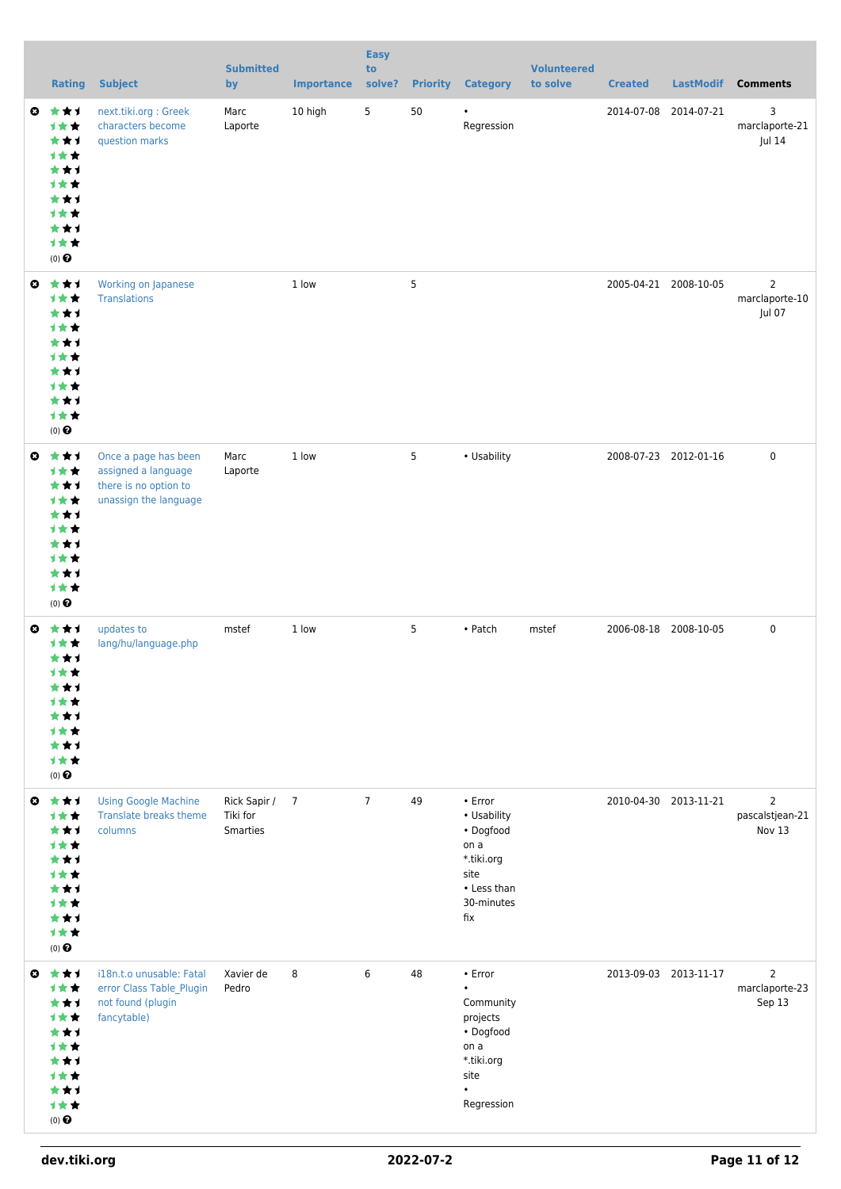| | Rating | Subject | Submitted by | Importance | Easy to solve? | Priority | Category | Volunteered to solve | Created | LastModif | Comments |
|---|---|---|---|---|---|---|---|---|---|---|---|
| ⊗ | (0) | next.tiki.org : Greek characters become question marks | Marc Laporte | 10 high | 5 | 50 | • Regression | | 2014-07-08 | 2014-07-21 | 3 marclaporte-21 Jul 14 |
| ⊗ | (0) | Working on Japanese Translations | | 1 low | | 5 | | | 2005-04-21 | 2008-10-05 | 2 marclaporte-10 Jul 07 |
| ⊗ | (0) | Once a page has been assigned a language there is no option to unassign the language | Marc Laporte | 1 low | | 5 | • Usability | | 2008-07-23 | 2012-01-16 | 0 |
| ⊗ | (0) | updates to lang/hu/language.php | mstef | 1 low | | 5 | • Patch | mstef | 2006-08-18 | 2008-10-05 | 0 |
| ⊗ | (0) | Using Google Machine Translate breaks theme columns | Rick Sapir / Tiki for Smarties | 7 | 7 | 49 | • Error<br>• Usability<br>• Dogfood on a *.tiki.org site<br>• Less than 30-minutes fix | | 2010-04-30 | 2013-11-21 | 2 pascalstjean-21 Nov 13 |
| ⊗ | (0) | i18n.t.o unusable: Fatal error Class Table_Plugin not found (plugin fancytable) | Xavier de Pedro | 8 | 6 | 48 | • Error<br>• Community projects<br>• Dogfood on a *.tiki.org site<br>• Regression | | 2013-09-03 | 2013-11-17 | 2 marclaporte-23 Sep 13 |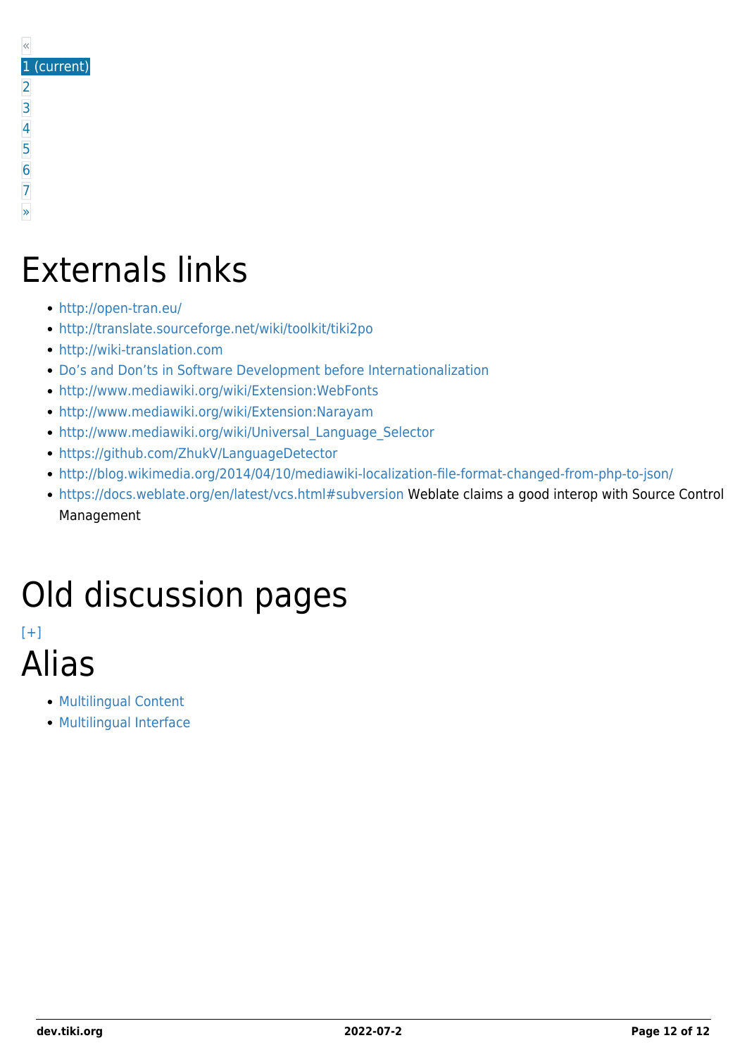«
1 (current)
2
3
4
5
6
7
»

# Externals links

- http://open-tran.eu/
- http://translate.sourceforge.net/wiki/toolkit/tiki2po
- http://wiki-translation.com
- Do's and Don'ts in Software Development before Internationalization
- http://www.mediawiki.org/wiki/Extension:WebFonts
- http://www.mediawiki.org/wiki/Extension:Narayam
- http://www.mediawiki.org/wiki/Universal_Language_Selector
- https://github.com/ZhukV/LanguageDetector
- http://blog.wikimedia.org/2014/04/10/mediawiki-localization-file-format-changed-from-php-to-json/
- https://docs.weblate.org/en/latest/vcs.html#subversion Weblate claims a good interop with Source Control Management

# Old discussion pages

[+]

# Alias

- Multilingual Content
- Multilingual Interface